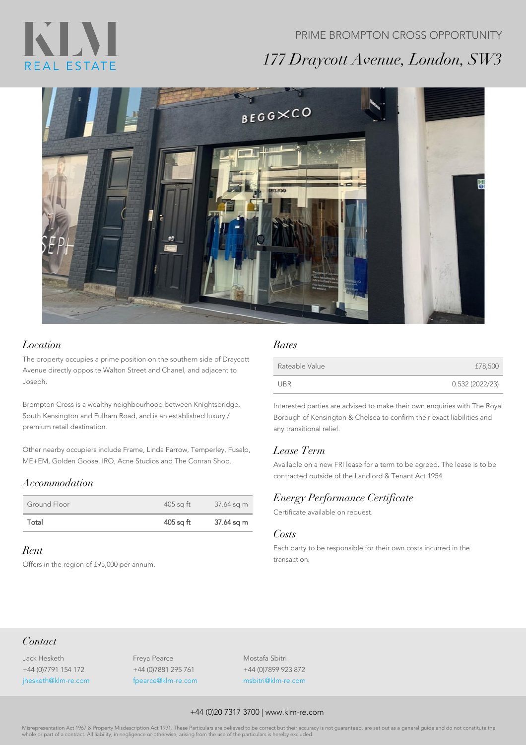KLM REAL ESTATE

PRIME BROMPTON CROSS OPPORTUNITY

# *177 Draycott Avenue, London, SW3*

## *Location*

The property occupies a prime position on the southern side of Draycott Avenue directly opposite Walton Street and Chanel, and adjacent to Joseph.

Brompton Cross is a wealthy neighbourhood between Knightsbridge, South Kensington and Fulham Road, and is an established luxury / premium retail destination.

Other nearby occupiers include Frame, Linda Farrow, Temperley, Fusalp, ME+EM, Golden Goose, IRO, Acne Studios and The Conran Shop.

## *Accommodation*

| | | |
|---|---|---|
| Ground Floor | 405 sq ft | 37.64 sq m |
| Total | 405 sq ft | 37.64 sq m |

## *Rent*

Offers in the region of £95,000 per annum.

## *Rates*

| | |
|---|---|
| Rateable Value | £78,500 |
| UBR | 0.532 (2022/23) |

Interested parties are advised to make their own enquiries with The Royal Borough of Kensington & Chelsea to confirm their exact liabilities and any transitional relief.

## *Lease Term*

Available on a new FRI lease for a term to be agreed. The lease is to be contracted outside of the Landlord & Tenant Act 1954.

## *Energy Performance Certificate*

Certificate available on request.

## *Costs*

Each party to be responsible for their own costs incurred in the transaction.

## *Contact*

Jack Hesketh
+44 (0)7791 154 172
jhesketh@klm-re.com

Freya Pearce
+44 (0)7881 295 761
fpearce@klm-re.com

Mostafa Sbitri
+44 (0)7899 923 872
msbitri@klm-re.com

+44 (0)20 7317 3700 | www.klm-re.com

Misrepresentation Act 1967 & Property Misdescription Act 1991. These Particulars are believed to be correct but their accuracy is not guaranteed, are set out as a general guide and do not constitute the whole or part of a contract. All liability, in negligence or otherwise, arising from the use of the particulars is hereby excluded.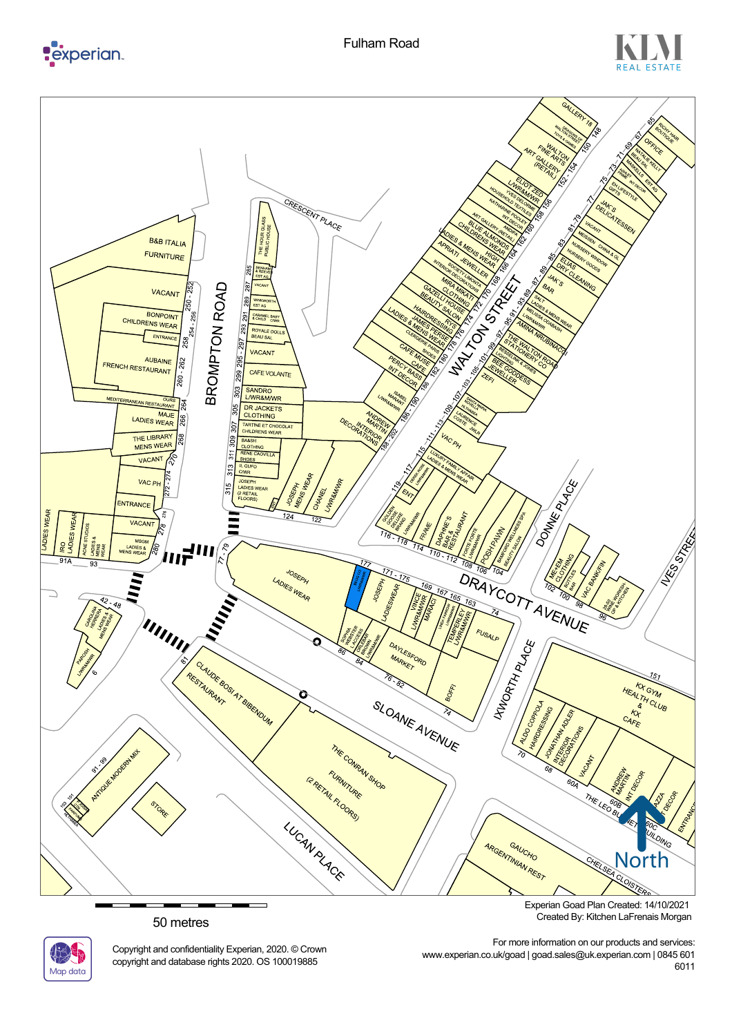# Fulham Road

experian. | KLM REAL ESTATE

BROMPTON ROAD
CRESCENT PLACE
WALTON STREET
DRAYCOTT AVENUE
DONNE PLACE
IVES STREET
IXWORTH PLACE
SLOANE AVENUE
LUCAN PLACE
THE LEO BUILDING
CHELSEA CLOISTERS

B&B ITALIA FURNITURE
VACANT
BONPOINT CHILDRENS WEAR
ENTRANCE
AUBAINE FRENCH RESTAURANT
OURS MEDITERRANEAN RESTAURANT
MAJE LADIES WEAR
THE LIBRARY MENS WEAR
VACANT
VAC PH
ENTRANCE
VACANT
MSGM LADIES & MENS WEAR
IRO LADIES WEAR
ACNE STUDIOS LADIES & MENS WEAR
LADIES WEAR
CAROLINA HERRERA LADIES & MENS WEAR
PAROSH L/WR&M/WR
CLAUDE BOSI AT BIBENDUM RESTAURANT
THE CONRAN SHOP FURNITURE (2 RETAIL FLOORS)
ANTIQUE MODERN MIX
STORE
THE HOUR GLASS PUBLIC HOUSE
BENHAM & REEVES EST AG
VACANT
WINKWORTH EST AG
CARAMEL BABY & CHILD CWR
ROYALE DOLLS BEAU SAL
VACANT
CAFE VOLANTE
SANDRO L/WR&M/WR
DR JACKETS CLOTHING
TARTINE ET CHOCOLAT CHILDRENS WEAR
BA&SH CLOTHING
RENE CAOVILLA SHOES
IL GUFO C/WR
JOSEPH LADIES WEAR (2 RETAIL FLOORS)
JOSEPH MENS WEAR
CHANEL L/WR&M/WR
ANDREW MARTIN INTERIOR DECORATIONS
ISABEL MARANT L/WR&M/WR
PERCY BASS INT DECOR
CAFE MUSE CAFE
LADIES & MENS WEAR
HAIRDRESSING
GAZELLI HOUSE BEAUTY SALON
MIRA MIKATI CLOTHING
SOCIETY LIMONTA INTERIOR DECORATIONS
APRIATI JEWELLER
LADIES & MENS WEAR
BLUE ALMONDS CHILDRENS WEAR
ART GALLERY (RETAIL)
KATHARINE POOLEY INT DECOR
HOUSEHOLD TEXTILES
ELIOT ZED L/WR&M/WR
WALTON FINE ARTS ART GALLERY (RETAIL)
GALLERY 18
RICHY HAIR BOUTIQUE
OFFICE
NATALIE KELLY BEAU SAL
EST AG
INT DECOR
EH LIFESTYLE GIFTS
JAK'S DELICATESSEN
VACANT
MEISSEN CHINA & GL
NURSERY WINDOW NURSERY GOODS
ELIAS DRY CLEANING
JAK'S BAR
LADIES & MENS WEAR
AMINA NRUBINACCI
THE WALTON ROAD STATIONERY CO
BEE GODDESS JEWELLER
ZEFI
LAURENCE COSTE JWLR
VAC PH
LUXURY FAMILY AFFAIR LADIES & MENS WEAR
GOLDEN GOOSE DELUXE BRAND
FRAME
DAPHNE'S BAR & RESTAURANT
POSH PAWN
BEAUTY SALON
ME+EM CLOTHING
VAC BANK/FIN
JOSEPH LADIES WEAR
JOSEPH LADIESWEAR
VINCE L/WR&M/WR
MARACI
TEMPERLEY L/WR&M/WR
FUSALP
DAYLESFORD MARKET
BOFFI
KX GYM HEALTH CLUB & KX CAFE
ALDO COPPOLA HAIRDRESSING
JONATHAN ADLER INTERIOR DECORATIONS
VACANT
ANDREW MARTIN INT DECOR
GAUCHO ARGENTINIAN REST
ENTRANCE

North

50 metres

Experian Goad Plan Created: 14/10/2021
Created By: Kitchen LaFrenais Morgan

Map data

Copyright and confidentiality Experian, 2020. © Crown copyright and database rights 2020. OS 100019885

For more information on our products and services:
www.experian.co.uk/goad | goad.sales@uk.experian.com | 0845 601 6011